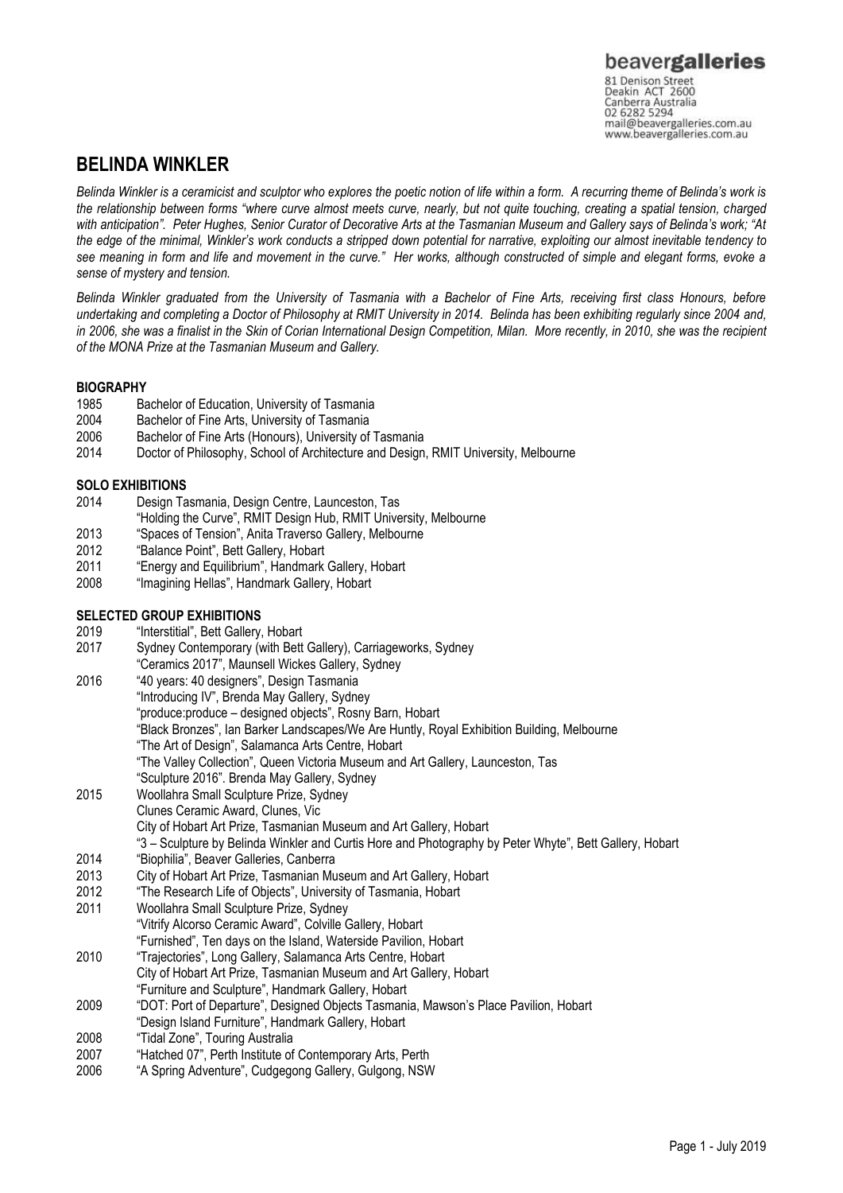beavergalleries
81 Denison Street
Deakin ACT 2600
Canberra Australia
02 6282 5294
mail@beavergalleries.com.au
www.beavergalleries.com.au

# BELINDA WINKLER

*Belinda Winkler is a ceramicist and sculptor who explores the poetic notion of life within a form. A recurring theme of Belinda's work is the relationship between forms "where curve almost meets curve, nearly, but not quite touching, creating a spatial tension, charged with anticipation". Peter Hughes, Senior Curator of Decorative Arts at the Tasmanian Museum and Gallery says of Belinda's work; "At the edge of the minimal, Winkler's work conducts a stripped down potential for narrative, exploiting our almost inevitable tendency to see meaning in form and life and movement in the curve." Her works, although constructed of simple and elegant forms, evoke a sense of mystery and tension.*

*Belinda Winkler graduated from the University of Tasmania with a Bachelor of Fine Arts, receiving first class Honours, before undertaking and completing a Doctor of Philosophy at RMIT University in 2014. Belinda has been exhibiting regularly since 2004 and, in 2006, she was a finalist in the Skin of Corian International Design Competition, Milan. More recently, in 2010, she was the recipient of the MONA Prize at the Tasmanian Museum and Gallery.*

## BIOGRAPHY

1985 Bachelor of Education, University of Tasmania
2004 Bachelor of Fine Arts, University of Tasmania
2006 Bachelor of Fine Arts (Honours), University of Tasmania
2014 Doctor of Philosophy, School of Architecture and Design, RMIT University, Melbourne

## SOLO EXHIBITIONS

2014 Design Tasmania, Design Centre, Launceston, Tas
"Holding the Curve", RMIT Design Hub, RMIT University, Melbourne
2013 "Spaces of Tension", Anita Traverso Gallery, Melbourne
2012 "Balance Point", Bett Gallery, Hobart
2011 "Energy and Equilibrium", Handmark Gallery, Hobart
2008 "Imagining Hellas", Handmark Gallery, Hobart

## SELECTED GROUP EXHIBITIONS

2019 "Interstitial", Bett Gallery, Hobart
2017 Sydney Contemporary (with Bett Gallery), Carriageworks, Sydney
"Ceramics 2017", Maunsell Wickes Gallery, Sydney
2016 "40 years: 40 designers", Design Tasmania
"Introducing IV", Brenda May Gallery, Sydney
"produce:produce – designed objects", Rosny Barn, Hobart
"Black Bronzes", Ian Barker Landscapes/We Are Huntly, Royal Exhibition Building, Melbourne
"The Art of Design", Salamanca Arts Centre, Hobart
"The Valley Collection", Queen Victoria Museum and Art Gallery, Launceston, Tas
"Sculpture 2016". Brenda May Gallery, Sydney
2015 Woollahra Small Sculpture Prize, Sydney
Clunes Ceramic Award, Clunes, Vic
City of Hobart Art Prize, Tasmanian Museum and Art Gallery, Hobart
"3 – Sculpture by Belinda Winkler and Curtis Hore and Photography by Peter Whyte", Bett Gallery, Hobart
2014 "Biophilia", Beaver Galleries, Canberra
2013 City of Hobart Art Prize, Tasmanian Museum and Art Gallery, Hobart
2012 "The Research Life of Objects", University of Tasmania, Hobart
2011 Woollahra Small Sculpture Prize, Sydney
"Vitrify Alcorso Ceramic Award", Colville Gallery, Hobart
"Furnished", Ten days on the Island, Waterside Pavilion, Hobart
2010 "Trajectories", Long Gallery, Salamanca Arts Centre, Hobart
City of Hobart Art Prize, Tasmanian Museum and Art Gallery, Hobart
"Furniture and Sculpture", Handmark Gallery, Hobart
2009 "DOT: Port of Departure", Designed Objects Tasmania, Mawson's Place Pavilion, Hobart
"Design Island Furniture", Handmark Gallery, Hobart
2008 "Tidal Zone", Touring Australia
2007 "Hatched 07", Perth Institute of Contemporary Arts, Perth
2006 "A Spring Adventure", Cudgegong Gallery, Gulgong, NSW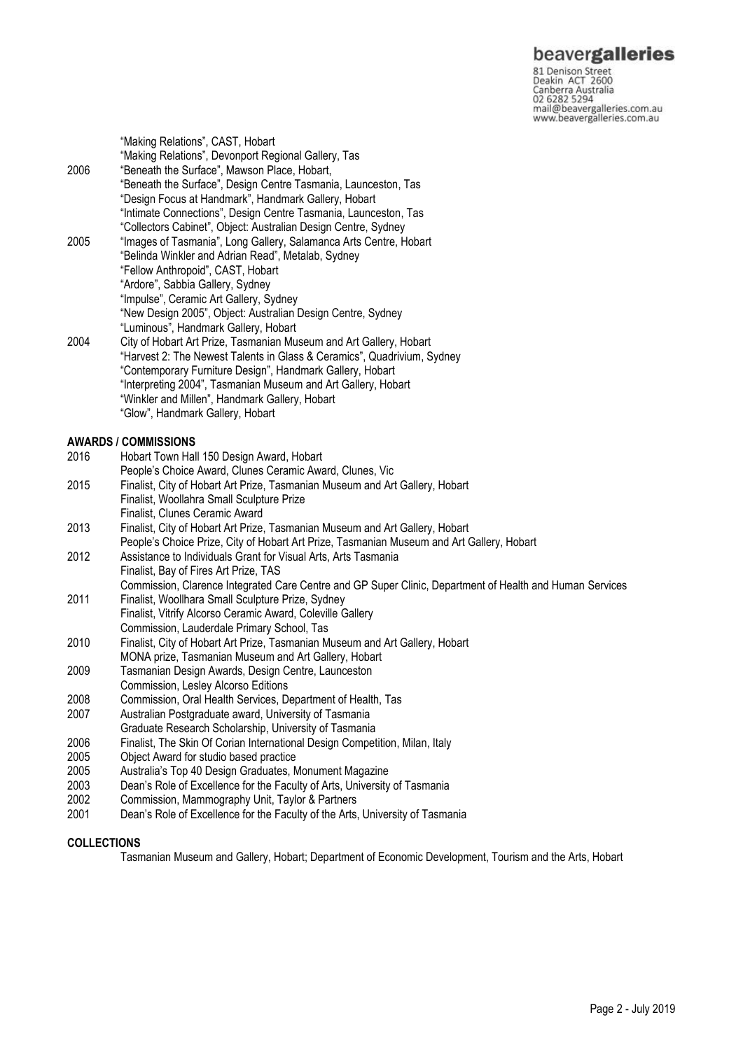"Making Relations", CAST, Hobart
"Making Relations", Devonport Regional Gallery, Tas

2006 "Beneath the Surface", Mawson Place, Hobart,
"Beneath the Surface", Design Centre Tasmania, Launceston, Tas
"Design Focus at Handmark", Handmark Gallery, Hobart
"Intimate Connections", Design Centre Tasmania, Launceston, Tas
"Collectors Cabinet", Object: Australian Design Centre, Sydney

2005 "Images of Tasmania", Long Gallery, Salamanca Arts Centre, Hobart
"Belinda Winkler and Adrian Read", Metalab, Sydney
"Fellow Anthropoid", CAST, Hobart
"Ardore", Sabbia Gallery, Sydney
"Impulse", Ceramic Art Gallery, Sydney
"New Design 2005", Object: Australian Design Centre, Sydney
"Luminous", Handmark Gallery, Hobart

2004 City of Hobart Art Prize, Tasmanian Museum and Art Gallery, Hobart
"Harvest 2: The Newest Talents in Glass & Ceramics", Quadrivium, Sydney
"Contemporary Furniture Design", Handmark Gallery, Hobart
"Interpreting 2004", Tasmanian Museum and Art Gallery, Hobart
"Winkler and Millen", Handmark Gallery, Hobart
"Glow", Handmark Gallery, Hobart

**AWARDS / COMMISSIONS**

2016 Hobart Town Hall 150 Design Award, Hobart
People's Choice Award, Clunes Ceramic Award, Clunes, Vic

2015 Finalist, City of Hobart Art Prize, Tasmanian Museum and Art Gallery, Hobart
Finalist, Woollahra Small Sculpture Prize
Finalist, Clunes Ceramic Award

2013 Finalist, City of Hobart Art Prize, Tasmanian Museum and Art Gallery, Hobart
People's Choice Prize, City of Hobart Art Prize, Tasmanian Museum and Art Gallery, Hobart

2012 Assistance to Individuals Grant for Visual Arts, Arts Tasmania
Finalist, Bay of Fires Art Prize, TAS
Commission, Clarence Integrated Care Centre and GP Super Clinic, Department of Health and Human Services

2011 Finalist, Woollhara Small Sculpture Prize, Sydney
Finalist, Vitrify Alcorso Ceramic Award, Coleville Gallery
Commission, Lauderdale Primary School, Tas

2010 Finalist, City of Hobart Art Prize, Tasmanian Museum and Art Gallery, Hobart
MONA prize, Tasmanian Museum and Art Gallery, Hobart

2009 Tasmanian Design Awards, Design Centre, Launceston
Commission, Lesley Alcorso Editions

2008 Commission, Oral Health Services, Department of Health, Tas

2007 Australian Postgraduate award, University of Tasmania
Graduate Research Scholarship, University of Tasmania

2006 Finalist, The Skin Of Corian International Design Competition, Milan, Italy

2005 Object Award for studio based practice

2005 Australia's Top 40 Design Graduates, Monument Magazine

2003 Dean's Role of Excellence for the Faculty of Arts, University of Tasmania

2002 Commission, Mammography Unit, Taylor & Partners

2001 Dean's Role of Excellence for the Faculty of the Arts, University of Tasmania

**COLLECTIONS**

Tasmanian Museum and Gallery, Hobart; Department of Economic Development, Tourism and the Arts, Hobart